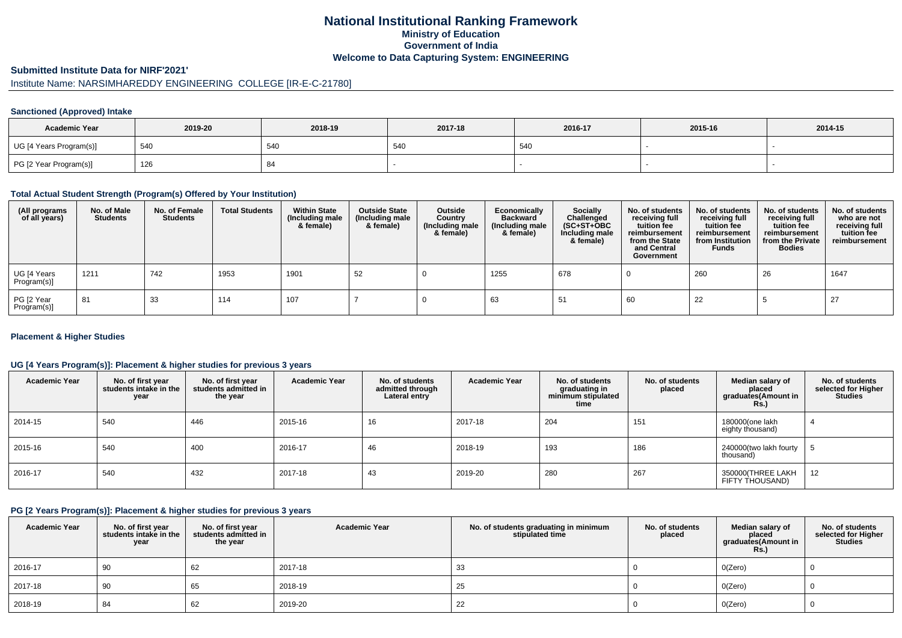# National Institutional Ranking Framework
## Ministry of Education
## Government of India
## Welcome to Data Capturing System: ENGINEERING

### Submitted Institute Data for NIRF'2021'

Institute Name: NARSIMHAREDDY ENGINEERING COLLEGE [IR-E-C-21780]

#### Sanctioned (Approved) Intake

| Academic Year | 2019-20 | 2018-19 | 2017-18 | 2016-17 | 2015-16 | 2014-15 |
|---|---|---|---|---|---|---|
| UG [4 Years Program(s)] | 540 | 540 | 540 | 540 | - | - |
| PG [2 Year Program(s)] | 126 | 84 | - | - | - | - |

#### Total Actual Student Strength (Program(s) Offered by Your Institution)

| (All programs of all years) | No. of Male Students | No. of Female Students | Total Students | Within State (Including male & female) | Outside State (Including male & female) | Outside Country (Including male & female) | Economically Backward (Including male & female) | Socially Challenged (SC+ST+OBC Including male & female) | No. of students receiving full tuition fee reimbursement from the State and Central Government | No. of students receiving full tuition fee reimbursement from Institution Funds | No. of students receiving full tuition fee reimbursement from the Private Bodies | No. of students who are not receiving full tuition fee reimbursement |
|---|---|---|---|---|---|---|---|---|---|---|---|---|
| UG [4 Years Program(s)] | 1211 | 742 | 1953 | 1901 | 52 | 0 | 1255 | 678 | 0 | 260 | 26 | 1647 |
| PG [2 Year Program(s)] | 81 | 33 | 114 | 107 | 7 | 0 | 63 | 51 | 60 | 22 | 5 | 27 |

#### Placement & Higher Studies

#### UG [4 Years Program(s)]: Placement & higher studies for previous 3 years

| Academic Year | No. of first year students intake in the year | No. of first year students admitted in the year | Academic Year | No. of students admitted through Lateral entry | Academic Year | No. of students graduating in minimum stipulated time | No. of students placed | Median salary of placed graduates(Amount in Rs.) | No. of students selected for Higher Studies |
|---|---|---|---|---|---|---|---|---|---|
| 2014-15 | 540 | 446 | 2015-16 | 16 | 2017-18 | 204 | 151 | 180000(one lakh eighty thousand) | 4 |
| 2015-16 | 540 | 400 | 2016-17 | 46 | 2018-19 | 193 | 186 | 240000(two lakh fourty thousand) | 5 |
| 2016-17 | 540 | 432 | 2017-18 | 43 | 2019-20 | 280 | 267 | 350000(THREE LAKH FIFTY THOUSAND) | 12 |

#### PG [2 Years Program(s)]: Placement & higher studies for previous 3 years

| Academic Year | No. of first year students intake in the year | No. of first year students admitted in the year | Academic Year | No. of students graduating in minimum stipulated time | No. of students placed | Median salary of placed graduates(Amount in Rs.) | No. of students selected for Higher Studies |
|---|---|---|---|---|---|---|---|
| 2016-17 | 90 | 62 | 2017-18 | 33 | 0 | 0(Zero) | 0 |
| 2017-18 | 90 | 65 | 2018-19 | 25 | 0 | 0(Zero) | 0 |
| 2018-19 | 84 | 62 | 2019-20 | 22 | 0 | 0(Zero) | 0 |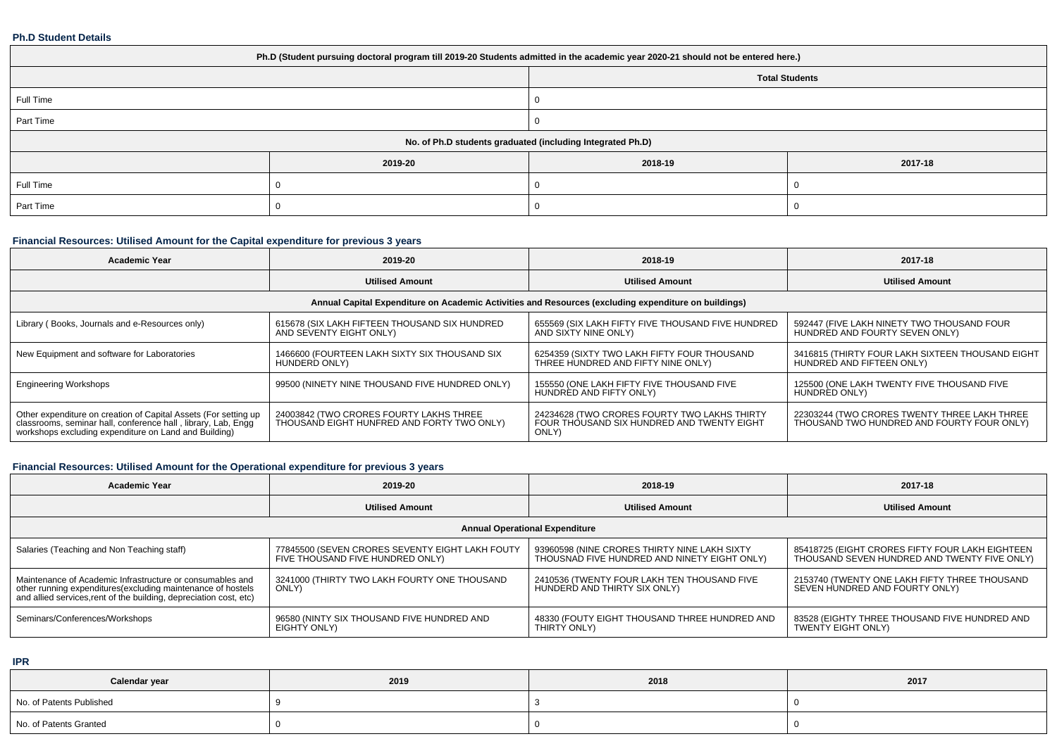**Ph.D Student Details**

| Ph.D (Student pursuing doctoral program till 2019-20 Students admitted in the academic year 2020-21 should not be entered here.) | | | |
|---|---|---|---|
| | Total Students | | |
| Full Time | 0 | | |
| Part Time | 0 | | |
| No. of Ph.D students graduated (including Integrated Ph.D) | | | |
| | 2019-20 | 2018-19 | 2017-18 |
| Full Time | 0 | 0 | 0 |
| Part Time | 0 | 0 | 0 |

**Financial Resources: Utilised Amount for the Capital expenditure for previous 3 years**

| Academic Year | 2019-20 | 2018-19 | 2017-18 |
|---|---|---|---|
| | Utilised Amount | Utilised Amount | Utilised Amount |
| Annual Capital Expenditure on Academic Activities and Resources (excluding expenditure on buildings) | | | |
| Library ( Books, Journals and e-Resources only) | 615678 (SIX LAKH FIFTEEN THOUSAND SIX HUNDRED AND SEVENTY EIGHT ONLY) | 655569 (SIX LAKH FIFTY FIVE THOUSAND FIVE HUNDRED AND SIXTY NINE ONLY) | 592447 (FIVE LAKH NINETY TWO THOUSAND FOUR HUNDRED AND FOURTY SEVEN ONLY) |
| New Equipment and software for Laboratories | 1466600 (FOURTEEN LAKH SIXTY SIX THOUSAND SIX HUNDERD ONLY) | 6254359 (SIXTY TWO LAKH FIFTY FOUR THOUSAND THREE HUNDRED AND FIFTY NINE ONLY) | 3416815 (THIRTY FOUR LAKH SIXTEEN THOUSAND EIGHT HUNDRED AND FIFTEEN ONLY) |
| Engineering Workshops | 99500 (NINETY NINE THOUSAND FIVE HUNDRED ONLY) | 155550 (ONE LAKH FIFTY FIVE THOUSAND FIVE HUNDRED AND FIFTY ONLY) | 125500 (ONE LAKH TWENTY FIVE THOUSAND FIVE HUNDRED ONLY) |
| Other expenditure on creation of Capital Assets (For setting up classrooms, seminar hall, conference hall , library, Lab, Engg workshops excluding expenditure on Land and Building) | 24003842 (TWO CRORES FOURTY LAKHS THREE THOUSAND EIGHT HUNFRED AND FORTY TWO ONLY) | 24234628 (TWO CRORES FOURTY TWO LAKHS THIRTY FOUR THOUSAND SIX HUNDRED AND TWENTY EIGHT ONLY) | 22303244 (TWO CRORES TWENTY THREE LAKH THREE THOUSAND TWO HUNDRED AND FOURTY FOUR ONLY) |

**Financial Resources: Utilised Amount for the Operational expenditure for previous 3 years**

| Academic Year | 2019-20 | 2018-19 | 2017-18 |
|---|---|---|---|
| | Utilised Amount | Utilised Amount | Utilised Amount |
| Annual Operational Expenditure | | | |
| Salaries (Teaching and Non Teaching staff) | 77845500 (SEVEN CRORES SEVENTY EIGHT LAKH FOUTY FIVE THOUSAND FIVE HUNDRED ONLY) | 93960598 (NINE CRORES THIRTY NINE LAKH SIXTY THOUSNAD FIVE HUNDRED AND NINETY EIGHT ONLY) | 85418725 (EIGHT CRORES FIFTY FOUR LAKH EIGHTEEN THOUSAND SEVEN HUNDRED AND TWENTY FIVE ONLY) |
| Maintenance of Academic Infrastructure or consumables and other running expenditures(excluding maintenance of hostels and allied services,rent of the building, depreciation cost, etc) | 3241000 (THIRTY TWO LAKH FOURTY ONE THOUSAND ONLY) | 2410536 (TWENTY FOUR LAKH TEN THOUSAND FIVE HUNDERD AND THIRTY SIX ONLY) | 2153740 (TWENTY ONE LAKH FIFTY THREE THOUSAND SEVEN HUNDRED AND FOURTY ONLY) |
| Seminars/Conferences/Workshops | 96580 (NINTY SIX THOUSAND FIVE HUNDRED AND EIGHTY ONLY) | 48330 (FOUTY EIGHT THOUSAND THREE HUNDRED AND THIRTY ONLY) | 83528 (EIGHTY THREE THOUSAND FIVE HUNDRED AND TWENTY EIGHT ONLY) |

**IPR**

| Calendar year | 2019 | 2018 | 2017 |
|---|---|---|---|
| No. of Patents Published | 9 | 3 | 0 |
| No. of Patents Granted | 0 | 0 | 0 |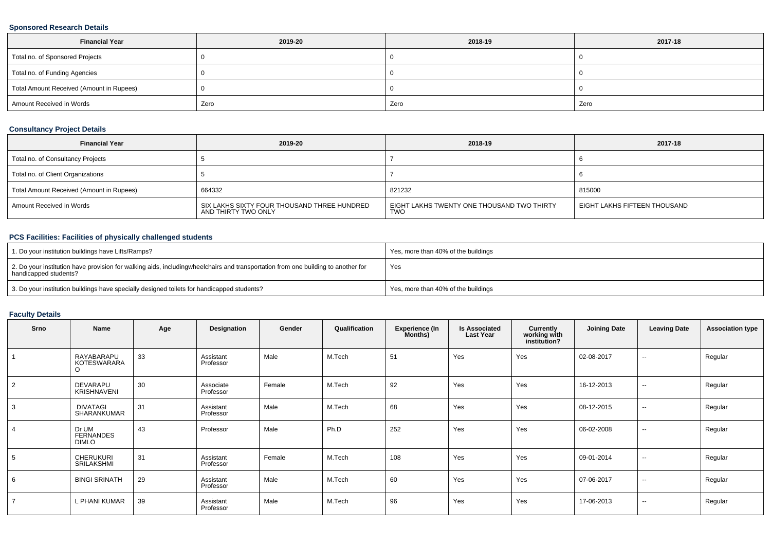### Sponsored Research Details

| Financial Year | 2019-20 | 2018-19 | 2017-18 |
|---|---|---|---|
| Total no. of Sponsored Projects | 0 | 0 | 0 |
| Total no. of Funding Agencies | 0 | 0 | 0 |
| Total Amount Received (Amount in Rupees) | 0 | 0 | 0 |
| Amount Received in Words | Zero | Zero | Zero |

### Consultancy Project Details

| Financial Year | 2019-20 | 2018-19 | 2017-18 |
|---|---|---|---|
| Total no. of Consultancy Projects | 5 | 7 | 6 |
| Total no. of Client Organizations | 5 | 7 | 6 |
| Total Amount Received (Amount in Rupees) | 664332 | 821232 | 815000 |
| Amount Received in Words | SIX LAKHS SIXTY FOUR THOUSAND THREE HUNDRED AND THIRTY TWO ONLY | EIGHT LAKHS TWENTY ONE THOUSAND TWO THIRTY TWO | EIGHT LAKHS FIFTEEN THOUSAND |

### PCS Facilities: Facilities of physically challenged students

| | |
|---|---|
| 1. Do your institution buildings have Lifts/Ramps? | Yes, more than 40% of the buildings |
| 2. Do your institution have provision for walking aids, includingwheelchairs and transportation from one building to another for handicapped students? | Yes |
| 3. Do your institution buildings have specially designed toilets for handicapped students? | Yes, more than 40% of the buildings |

### Faculty Details

| Srno | Name | Age | Designation | Gender | Qualification | Experience (In Months) | Is Associated Last Year | Currently working with institution? | Joining Date | Leaving Date | Association type |
|---|---|---|---|---|---|---|---|---|---|---|---|
| 1 | RAYABARAPU KOTESWARARAO | 33 | Assistant Professor | Male | M.Tech | 51 | Yes | Yes | 02-08-2017 | -- | Regular |
| 2 | DEVARAPU KRISHNAVENI | 30 | Associate Professor | Female | M.Tech | 92 | Yes | Yes | 16-12-2013 | -- | Regular |
| 3 | DIVATAGI SHARANKUMAR | 31 | Assistant Professor | Male | M.Tech | 68 | Yes | Yes | 08-12-2015 | -- | Regular |
| 4 | Dr UM FERNANDES DIMLO | 43 | Professor | Male | Ph.D | 252 | Yes | Yes | 06-02-2008 | -- | Regular |
| 5 | CHERUKURI SRILAKSHMI | 31 | Assistant Professor | Female | M.Tech | 108 | Yes | Yes | 09-01-2014 | -- | Regular |
| 6 | BINGI SRINATH | 29 | Assistant Professor | Male | M.Tech | 60 | Yes | Yes | 07-06-2017 | -- | Regular |
| 7 | L PHANI KUMAR | 39 | Assistant Professor | Male | M.Tech | 96 | Yes | Yes | 17-06-2013 | -- | Regular |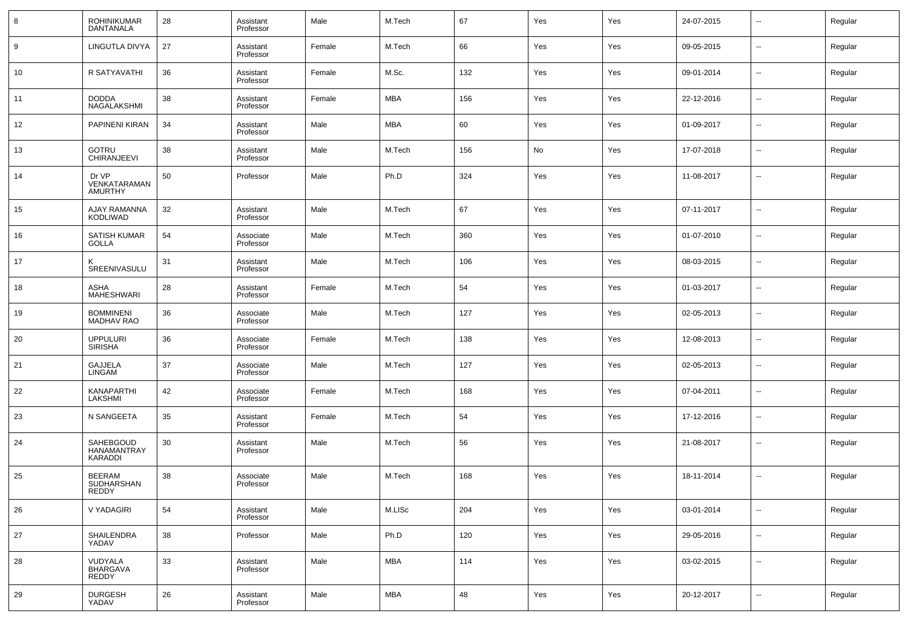| 8 | ROHINIKUMAR DANTANALA | 28 | Assistant Professor | Male | M.Tech | 67 | Yes | Yes | 24-07-2015 | -- | Regular |
|---|---|---|---|---|---|---|---|---|---|---|---|
| 9 | LINGUTLA DIVYA | 27 | Assistant Professor | Female | M.Tech | 66 | Yes | Yes | 09-05-2015 | -- | Regular |
| 10 | R SATYAVATHI | 36 | Assistant Professor | Female | M.Sc. | 132 | Yes | Yes | 09-01-2014 | -- | Regular |
| 11 | DODDA NAGALAKSHMI | 38 | Assistant Professor | Female | MBA | 156 | Yes | Yes | 22-12-2016 | -- | Regular |
| 12 | PAPINENI KIRAN | 34 | Assistant Professor | Male | MBA | 60 | Yes | Yes | 01-09-2017 | -- | Regular |
| 13 | GOTRU CHIRANJEEVI | 38 | Assistant Professor | Male | M.Tech | 156 | No | Yes | 17-07-2018 | -- | Regular |
| 14 | Dr VP VENKATARAMAN AMURTHY | 50 | Professor | Male | Ph.D | 324 | Yes | Yes | 11-08-2017 | -- | Regular |
| 15 | AJAY RAMANNA KODLIWAD | 32 | Assistant Professor | Male | M.Tech | 67 | Yes | Yes | 07-11-2017 | -- | Regular |
| 16 | SATISH KUMAR GOLLA | 54 | Associate Professor | Male | M.Tech | 360 | Yes | Yes | 01-07-2010 | -- | Regular |
| 17 | K SREENIVASULU | 31 | Assistant Professor | Male | M.Tech | 106 | Yes | Yes | 08-03-2015 | -- | Regular |
| 18 | ASHA MAHESHWARI | 28 | Assistant Professor | Female | M.Tech | 54 | Yes | Yes | 01-03-2017 | -- | Regular |
| 19 | BOMMINENI MADHAV RAO | 36 | Associate Professor | Male | M.Tech | 127 | Yes | Yes | 02-05-2013 | -- | Regular |
| 20 | UPPULURI SIRISHA | 36 | Associate Professor | Female | M.Tech | 138 | Yes | Yes | 12-08-2013 | -- | Regular |
| 21 | GAJJELA LINGAM | 37 | Associate Professor | Male | M.Tech | 127 | Yes | Yes | 02-05-2013 | -- | Regular |
| 22 | KANAPARTHI LAKSHMI | 42 | Associate Professor | Female | M.Tech | 168 | Yes | Yes | 07-04-2011 | -- | Regular |
| 23 | N SANGEETA | 35 | Assistant Professor | Female | M.Tech | 54 | Yes | Yes | 17-12-2016 | -- | Regular |
| 24 | SAHEBGOUD HANAMANTRAY KARADDI | 30 | Assistant Professor | Male | M.Tech | 56 | Yes | Yes | 21-08-2017 | -- | Regular |
| 25 | BEERAM SUDHARSHAN REDDY | 38 | Associate Professor | Male | M.Tech | 168 | Yes | Yes | 18-11-2014 | -- | Regular |
| 26 | V YADAGIRI | 54 | Assistant Professor | Male | M.LISc | 204 | Yes | Yes | 03-01-2014 | -- | Regular |
| 27 | SHAILENDRA YADAV | 38 | Professor | Male | Ph.D | 120 | Yes | Yes | 29-05-2016 | -- | Regular |
| 28 | VUDYALA BHARGAVA REDDY | 33 | Assistant Professor | Male | MBA | 114 | Yes | Yes | 03-02-2015 | -- | Regular |
| 29 | DURGESH YADAV | 26 | Assistant Professor | Male | MBA | 48 | Yes | Yes | 20-12-2017 | -- | Regular |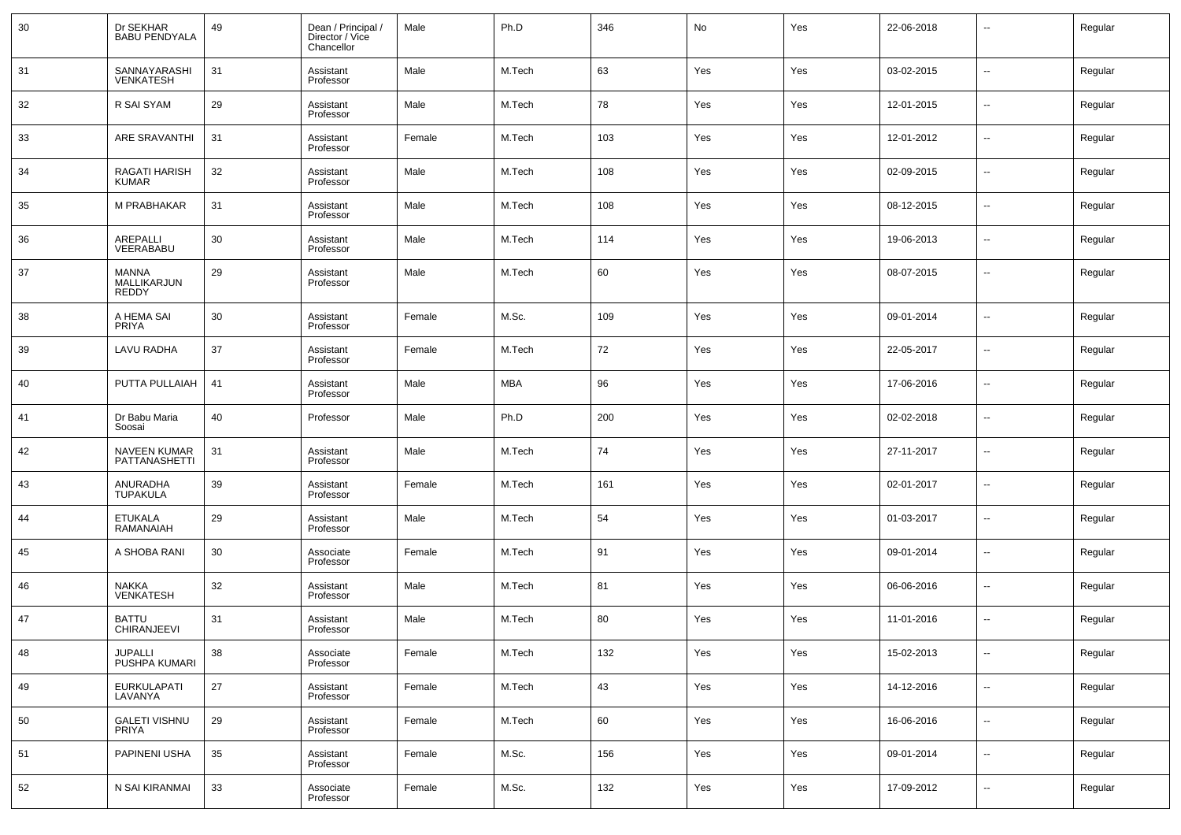| 30 | Dr SEKHAR BABU PENDYALA | 49 | Dean / Principal / Director / Vice Chancellor | Male | Ph.D | 346 | No | Yes | 22-06-2018 | -- | Regular |
|---|---|---|---|---|---|---|---|---|---|---|---|
| 31 | SANNAYARASHI VENKATESH | 31 | Assistant Professor | Male | M.Tech | 63 | Yes | Yes | 03-02-2015 | -- | Regular |
| 32 | R SAI SYAM | 29 | Assistant Professor | Male | M.Tech | 78 | Yes | Yes | 12-01-2015 | -- | Regular |
| 33 | ARE SRAVANTHI | 31 | Assistant Professor | Female | M.Tech | 103 | Yes | Yes | 12-01-2012 | -- | Regular |
| 34 | RAGATI HARISH KUMAR | 32 | Assistant Professor | Male | M.Tech | 108 | Yes | Yes | 02-09-2015 | -- | Regular |
| 35 | M PRABHAKAR | 31 | Assistant Professor | Male | M.Tech | 108 | Yes | Yes | 08-12-2015 | -- | Regular |
| 36 | AREPALLI VEERABABU | 30 | Assistant Professor | Male | M.Tech | 114 | Yes | Yes | 19-06-2013 | -- | Regular |
| 37 | MANNA MALLIKARJUN REDDY | 29 | Assistant Professor | Male | M.Tech | 60 | Yes | Yes | 08-07-2015 | -- | Regular |
| 38 | A HEMA SAI PRIYA | 30 | Assistant Professor | Female | M.Sc. | 109 | Yes | Yes | 09-01-2014 | -- | Regular |
| 39 | LAVU RADHA | 37 | Assistant Professor | Female | M.Tech | 72 | Yes | Yes | 22-05-2017 | -- | Regular |
| 40 | PUTTA PULLAIAH | 41 | Assistant Professor | Male | MBA | 96 | Yes | Yes | 17-06-2016 | -- | Regular |
| 41 | Dr Babu Maria Soosai | 40 | Professor | Male | Ph.D | 200 | Yes | Yes | 02-02-2018 | -- | Regular |
| 42 | NAVEEN KUMAR PATTANASHETTI | 31 | Assistant Professor | Male | M.Tech | 74 | Yes | Yes | 27-11-2017 | -- | Regular |
| 43 | ANURADHA TUPAKULA | 39 | Assistant Professor | Female | M.Tech | 161 | Yes | Yes | 02-01-2017 | -- | Regular |
| 44 | ETUKALA RAMANAIAH | 29 | Assistant Professor | Male | M.Tech | 54 | Yes | Yes | 01-03-2017 | -- | Regular |
| 45 | A SHOBA RANI | 30 | Associate Professor | Female | M.Tech | 91 | Yes | Yes | 09-01-2014 | -- | Regular |
| 46 | NAKKA VENKATESH | 32 | Assistant Professor | Male | M.Tech | 81 | Yes | Yes | 06-06-2016 | -- | Regular |
| 47 | BATTU CHIRANJEEVI | 31 | Assistant Professor | Male | M.Tech | 80 | Yes | Yes | 11-01-2016 | -- | Regular |
| 48 | JUPALLI PUSHPA KUMARI | 38 | Associate Professor | Female | M.Tech | 132 | Yes | Yes | 15-02-2013 | -- | Regular |
| 49 | EURKULAPATI LAVANYA | 27 | Assistant Professor | Female | M.Tech | 43 | Yes | Yes | 14-12-2016 | -- | Regular |
| 50 | GALETI VISHNU PRIYA | 29 | Assistant Professor | Female | M.Tech | 60 | Yes | Yes | 16-06-2016 | -- | Regular |
| 51 | PAPINENI USHA | 35 | Assistant Professor | Female | M.Sc. | 156 | Yes | Yes | 09-01-2014 | -- | Regular |
| 52 | N SAI KIRANMAI | 33 | Associate Professor | Female | M.Sc. | 132 | Yes | Yes | 17-09-2012 | -- | Regular |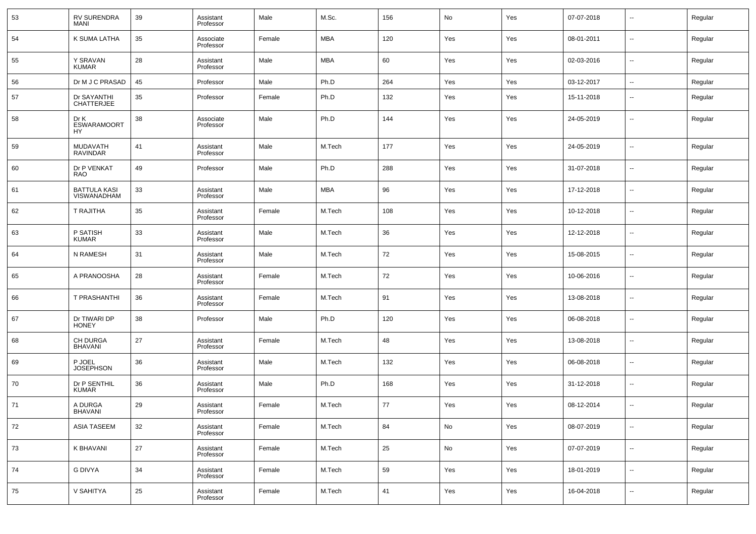| 53 | RV SURENDRA MANI | 39 | Assistant Professor | Male | M.Sc. | 156 | No | Yes | 07-07-2018 | -- | Regular |
|---|---|---|---|---|---|---|---|---|---|---|---|
| 54 | K SUMA LATHA | 35 | Associate Professor | Female | MBA | 120 | Yes | Yes | 08-01-2011 | -- | Regular |
| 55 | Y SRAVAN KUMAR | 28 | Assistant Professor | Male | MBA | 60 | Yes | Yes | 02-03-2016 | -- | Regular |
| 56 | Dr M J C PRASAD | 45 | Professor | Male | Ph.D | 264 | Yes | Yes | 03-12-2017 | -- | Regular |
| 57 | Dr SAYANTHI CHATTERJEE | 35 | Professor | Female | Ph.D | 132 | Yes | Yes | 15-11-2018 | -- | Regular |
| 58 | Dr K ESWARAMOORTHY | 38 | Associate Professor | Male | Ph.D | 144 | Yes | Yes | 24-05-2019 | -- | Regular |
| 59 | MUDAVATH RAVINDAR | 41 | Assistant Professor | Male | M.Tech | 177 | Yes | Yes | 24-05-2019 | -- | Regular |
| 60 | Dr P VENKAT RAO | 49 | Professor | Male | Ph.D | 288 | Yes | Yes | 31-07-2018 | -- | Regular |
| 61 | BATTULA KASI VISWANADHAM | 33 | Assistant Professor | Male | MBA | 96 | Yes | Yes | 17-12-2018 | -- | Regular |
| 62 | T RAJITHA | 35 | Assistant Professor | Female | M.Tech | 108 | Yes | Yes | 10-12-2018 | -- | Regular |
| 63 | P SATISH KUMAR | 33 | Assistant Professor | Male | M.Tech | 36 | Yes | Yes | 12-12-2018 | -- | Regular |
| 64 | N RAMESH | 31 | Assistant Professor | Male | M.Tech | 72 | Yes | Yes | 15-08-2015 | -- | Regular |
| 65 | A PRANOOSHA | 28 | Assistant Professor | Female | M.Tech | 72 | Yes | Yes | 10-06-2016 | -- | Regular |
| 66 | T PRASHANTHI | 36 | Assistant Professor | Female | M.Tech | 91 | Yes | Yes | 13-08-2018 | -- | Regular |
| 67 | Dr TIWARI DP HONEY | 38 | Professor | Male | Ph.D | 120 | Yes | Yes | 06-08-2018 | -- | Regular |
| 68 | CH DURGA BHAVANI | 27 | Assistant Professor | Female | M.Tech | 48 | Yes | Yes | 13-08-2018 | -- | Regular |
| 69 | P JOEL JOSEPHSON | 36 | Assistant Professor | Male | M.Tech | 132 | Yes | Yes | 06-08-2018 | -- | Regular |
| 70 | Dr P SENTHIL KUMAR | 36 | Assistant Professor | Male | Ph.D | 168 | Yes | Yes | 31-12-2018 | -- | Regular |
| 71 | A DURGA BHAVANI | 29 | Assistant Professor | Female | M.Tech | 77 | Yes | Yes | 08-12-2014 | -- | Regular |
| 72 | ASIA TASEEM | 32 | Assistant Professor | Female | M.Tech | 84 | No | Yes | 08-07-2019 | -- | Regular |
| 73 | K BHAVANI | 27 | Assistant Professor | Female | M.Tech | 25 | No | Yes | 07-07-2019 | -- | Regular |
| 74 | G DIVYA | 34 | Assistant Professor | Female | M.Tech | 59 | Yes | Yes | 18-01-2019 | -- | Regular |
| 75 | V SAHITYA | 25 | Assistant Professor | Female | M.Tech | 41 | Yes | Yes | 16-04-2018 | -- | Regular |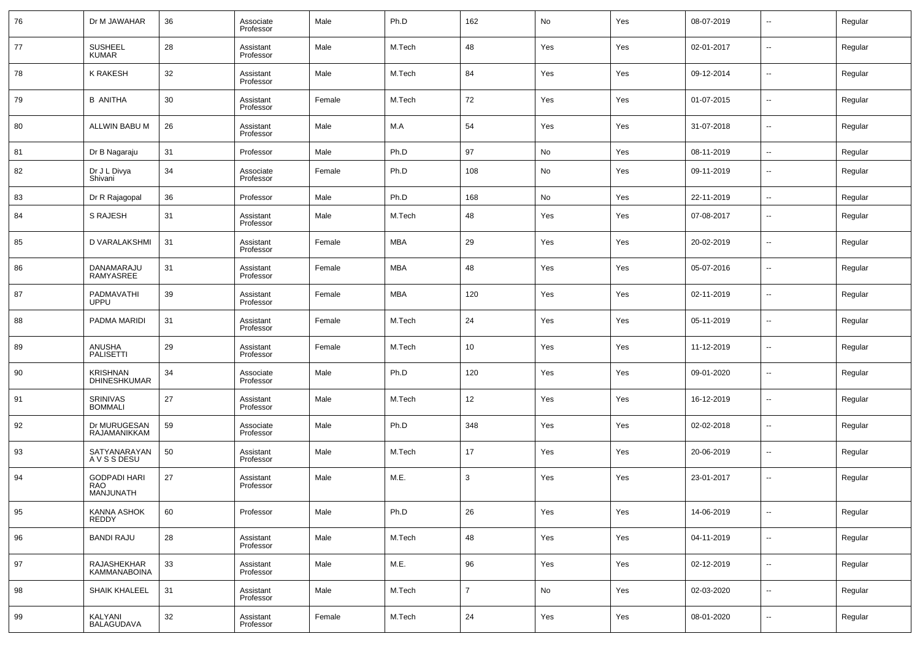| 76 | Dr M JAWAHAR | 36 | Associate Professor | Male | Ph.D | 162 | No | Yes | 08-07-2019 | -- | Regular |
|---|---|---|---|---|---|---|---|---|---|---|---|
| 77 | SUSHEEL KUMAR | 28 | Assistant Professor | Male | M.Tech | 48 | Yes | Yes | 02-01-2017 | -- | Regular |
| 78 | K RAKESH | 32 | Assistant Professor | Male | M.Tech | 84 | Yes | Yes | 09-12-2014 | -- | Regular |
| 79 | B ANITHA | 30 | Assistant Professor | Female | M.Tech | 72 | Yes | Yes | 01-07-2015 | -- | Regular |
| 80 | ALLWIN BABU M | 26 | Assistant Professor | Male | M.A | 54 | Yes | Yes | 31-07-2018 | -- | Regular |
| 81 | Dr B Nagaraju | 31 | Professor | Male | Ph.D | 97 | No | Yes | 08-11-2019 | -- | Regular |
| 82 | Dr J L Divya Shivani | 34 | Associate Professor | Female | Ph.D | 108 | No | Yes | 09-11-2019 | -- | Regular |
| 83 | Dr R Rajagopal | 36 | Professor | Male | Ph.D | 168 | No | Yes | 22-11-2019 | -- | Regular |
| 84 | S RAJESH | 31 | Assistant Professor | Male | M.Tech | 48 | Yes | Yes | 07-08-2017 | -- | Regular |
| 85 | D VARALAKSHMI | 31 | Assistant Professor | Female | MBA | 29 | Yes | Yes | 20-02-2019 | -- | Regular |
| 86 | DANAMARAJU RAMYASREE | 31 | Assistant Professor | Female | MBA | 48 | Yes | Yes | 05-07-2016 | -- | Regular |
| 87 | PADMAVATHI UPPU | 39 | Assistant Professor | Female | MBA | 120 | Yes | Yes | 02-11-2019 | -- | Regular |
| 88 | PADMA MARIDI | 31 | Assistant Professor | Female | M.Tech | 24 | Yes | Yes | 05-11-2019 | -- | Regular |
| 89 | ANUSHA PALISETTI | 29 | Assistant Professor | Female | M.Tech | 10 | Yes | Yes | 11-12-2019 | -- | Regular |
| 90 | KRISHNAN DHINESHKUMAR | 34 | Associate Professor | Male | Ph.D | 120 | Yes | Yes | 09-01-2020 | -- | Regular |
| 91 | SRINIVAS BOMMALI | 27 | Assistant Professor | Male | M.Tech | 12 | Yes | Yes | 16-12-2019 | -- | Regular |
| 92 | Dr MURUGESAN RAJAMANIKKAM | 59 | Associate Professor | Male | Ph.D | 348 | Yes | Yes | 02-02-2018 | -- | Regular |
| 93 | SATYANARAYAN A V S S DESU | 50 | Assistant Professor | Male | M.Tech | 17 | Yes | Yes | 20-06-2019 | -- | Regular |
| 94 | GODPADI HARI RAO MANJUNATH | 27 | Assistant Professor | Male | M.E. | 3 | Yes | Yes | 23-01-2017 | -- | Regular |
| 95 | KANNA ASHOK REDDY | 60 | Professor | Male | Ph.D | 26 | Yes | Yes | 14-06-2019 | -- | Regular |
| 96 | BANDI RAJU | 28 | Assistant Professor | Male | M.Tech | 48 | Yes | Yes | 04-11-2019 | -- | Regular |
| 97 | RAJASHEKHAR KAMMANABOINA | 33 | Assistant Professor | Male | M.E. | 96 | Yes | Yes | 02-12-2019 | -- | Regular |
| 98 | SHAIK KHALEEL | 31 | Assistant Professor | Male | M.Tech | 7 | No | Yes | 02-03-2020 | -- | Regular |
| 99 | KALYANI BALAGUDAVA | 32 | Assistant Professor | Female | M.Tech | 24 | Yes | Yes | 08-01-2020 | -- | Regular |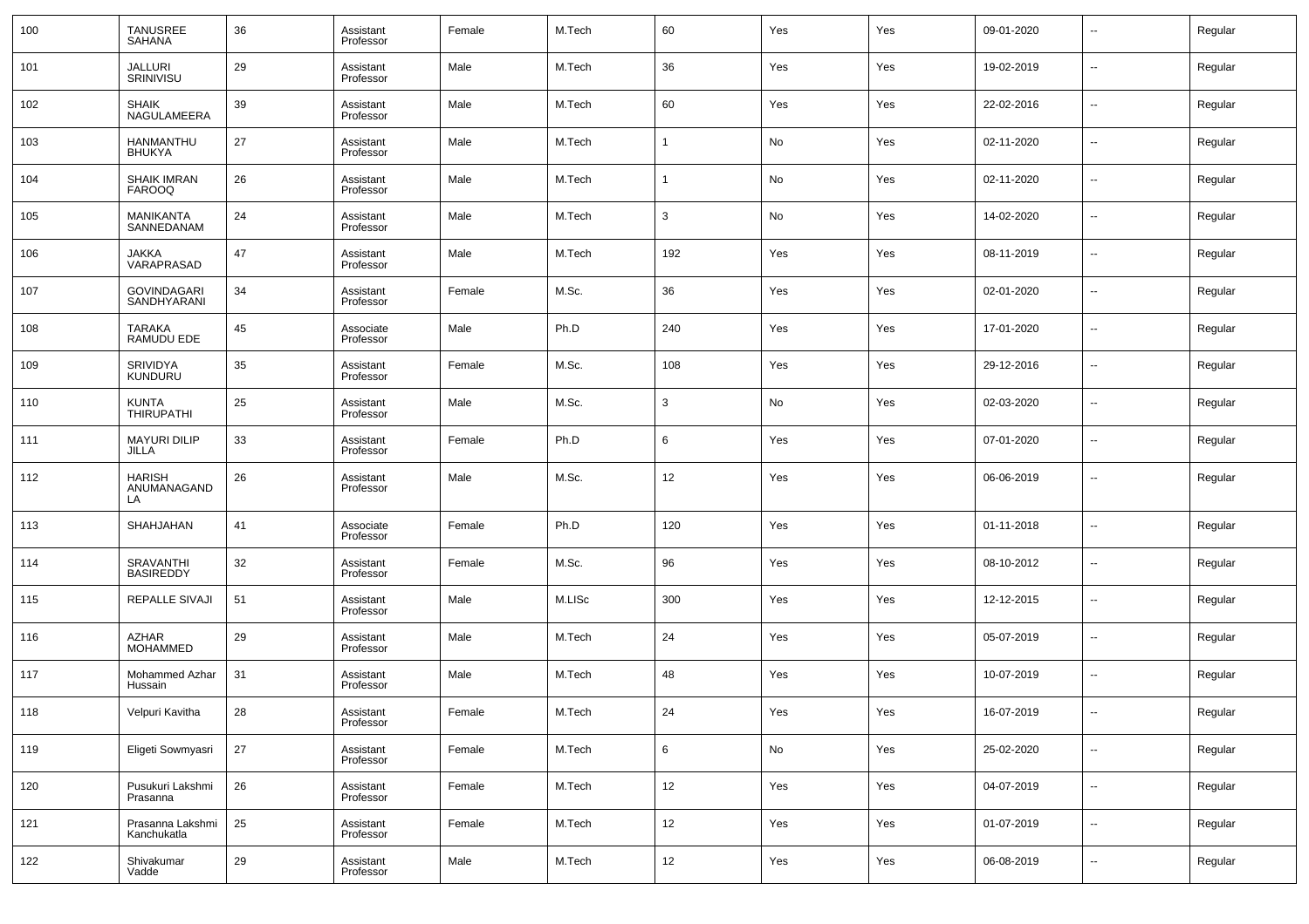| 100 | TANUSREE SAHANA | 36 | Assistant Professor | Female | M.Tech | 60 | Yes | Yes | 09-01-2020 | -- | Regular |
|---|---|---|---|---|---|---|---|---|---|---|---|
| 101 | JALLURI SRINIVISU | 29 | Assistant Professor | Male | M.Tech | 36 | Yes | Yes | 19-02-2019 | -- | Regular |
| 102 | SHAIK NAGULAMEERA | 39 | Assistant Professor | Male | M.Tech | 60 | Yes | Yes | 22-02-2016 | -- | Regular |
| 103 | HANMANTHU BHUKYA | 27 | Assistant Professor | Male | M.Tech | 1 | No | Yes | 02-11-2020 | -- | Regular |
| 104 | SHAIK IMRAN FAROOQ | 26 | Assistant Professor | Male | M.Tech | 1 | No | Yes | 02-11-2020 | -- | Regular |
| 105 | MANIKANTA SANNEDANAM | 24 | Assistant Professor | Male | M.Tech | 3 | No | Yes | 14-02-2020 | -- | Regular |
| 106 | JAKKA VARAPRASAD | 47 | Assistant Professor | Male | M.Tech | 192 | Yes | Yes | 08-11-2019 | -- | Regular |
| 107 | GOVINDAGARI SANDHYARANI | 34 | Assistant Professor | Female | M.Sc. | 36 | Yes | Yes | 02-01-2020 | -- | Regular |
| 108 | TARAKA RAMUDU EDE | 45 | Associate Professor | Male | Ph.D | 240 | Yes | Yes | 17-01-2020 | -- | Regular |
| 109 | SRIVIDYA KUNDURU | 35 | Assistant Professor | Female | M.Sc. | 108 | Yes | Yes | 29-12-2016 | -- | Regular |
| 110 | KUNTA THIRUPATHI | 25 | Assistant Professor | Male | M.Sc. | 3 | No | Yes | 02-03-2020 | -- | Regular |
| 111 | MAYURI DILIP JILLA | 33 | Assistant Professor | Female | Ph.D | 6 | Yes | Yes | 07-01-2020 | -- | Regular |
| 112 | HARISH ANUMANAGANDLA | 26 | Assistant Professor | Male | M.Sc. | 12 | Yes | Yes | 06-06-2019 | -- | Regular |
| 113 | SHAHJAHAN | 41 | Associate Professor | Female | Ph.D | 120 | Yes | Yes | 01-11-2018 | -- | Regular |
| 114 | SRAVANTHI BASIREDDY | 32 | Assistant Professor | Female | M.Sc. | 96 | Yes | Yes | 08-10-2012 | -- | Regular |
| 115 | REPALLE SIVAJI | 51 | Assistant Professor | Male | M.LISc | 300 | Yes | Yes | 12-12-2015 | -- | Regular |
| 116 | AZHAR MOHAMMED | 29 | Assistant Professor | Male | M.Tech | 24 | Yes | Yes | 05-07-2019 | -- | Regular |
| 117 | Mohammed Azhar Hussain | 31 | Assistant Professor | Male | M.Tech | 48 | Yes | Yes | 10-07-2019 | -- | Regular |
| 118 | Velpuri Kavitha | 28 | Assistant Professor | Female | M.Tech | 24 | Yes | Yes | 16-07-2019 | -- | Regular |
| 119 | Eligeti Sowmyasri | 27 | Assistant Professor | Female | M.Tech | 6 | No | Yes | 25-02-2020 | -- | Regular |
| 120 | Pusukuri Lakshmi Prasanna | 26 | Assistant Professor | Female | M.Tech | 12 | Yes | Yes | 04-07-2019 | -- | Regular |
| 121 | Prasanna Lakshmi Kanchukatla | 25 | Assistant Professor | Female | M.Tech | 12 | Yes | Yes | 01-07-2019 | -- | Regular |
| 122 | Shivakumar Vadde | 29 | Assistant Professor | Male | M.Tech | 12 | Yes | Yes | 06-08-2019 | -- | Regular |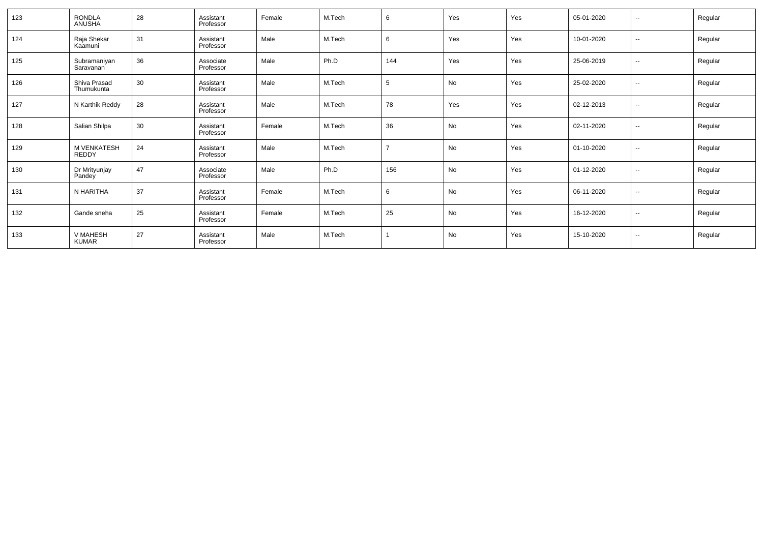| | | | | | | | | | | | |
|---|---|---|---|---|---|---|---|---|---|---|---|
| 123 | RONDLA ANUSHA | 28 | Assistant Professor | Female | M.Tech | 6 | Yes | Yes | 05-01-2020 | -- | Regular |
| 124 | Raja Shekar Kaamuni | 31 | Assistant Professor | Male | M.Tech | 6 | Yes | Yes | 10-01-2020 | -- | Regular |
| 125 | Subramaniyan Saravanan | 36 | Associate Professor | Male | Ph.D | 144 | Yes | Yes | 25-06-2019 | -- | Regular |
| 126 | Shiva Prasad Thumukunta | 30 | Assistant Professor | Male | M.Tech | 5 | No | Yes | 25-02-2020 | -- | Regular |
| 127 | N Karthik Reddy | 28 | Assistant Professor | Male | M.Tech | 78 | Yes | Yes | 02-12-2013 | -- | Regular |
| 128 | Salian Shilpa | 30 | Assistant Professor | Female | M.Tech | 36 | No | Yes | 02-11-2020 | -- | Regular |
| 129 | M VENKATESH REDDY | 24 | Assistant Professor | Male | M.Tech | 7 | No | Yes | 01-10-2020 | -- | Regular |
| 130 | Dr Mrityunjay Pandey | 47 | Associate Professor | Male | Ph.D | 156 | No | Yes | 01-12-2020 | -- | Regular |
| 131 | N HARITHA | 37 | Assistant Professor | Female | M.Tech | 6 | No | Yes | 06-11-2020 | -- | Regular |
| 132 | Gande sneha | 25 | Assistant Professor | Female | M.Tech | 25 | No | Yes | 16-12-2020 | -- | Regular |
| 133 | V MAHESH KUMAR | 27 | Assistant Professor | Male | M.Tech | 1 | No | Yes | 15-10-2020 | -- | Regular |